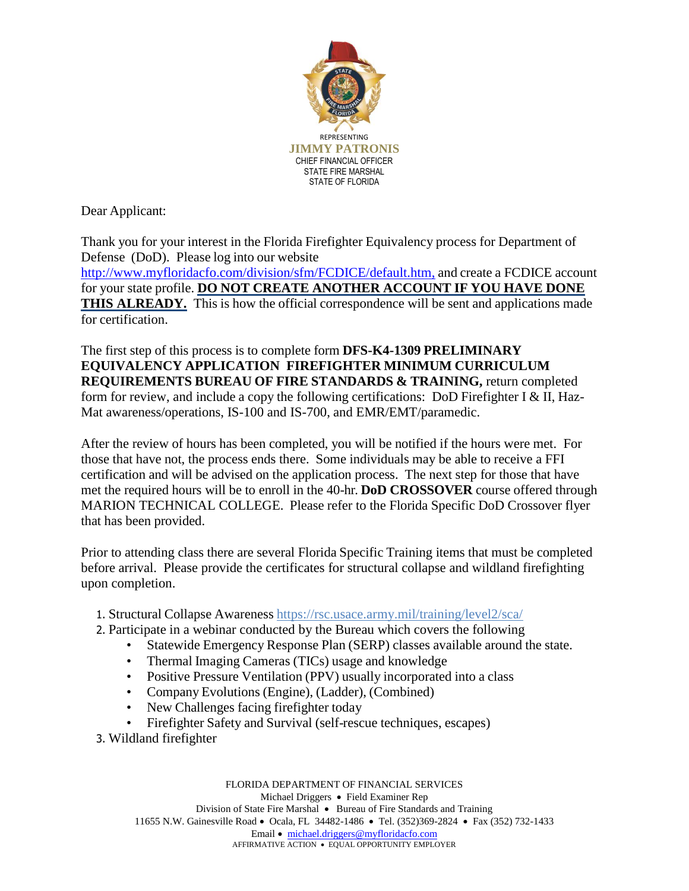REPRESENTING
**JIMMY PATRONIS**
CHIEF FINANCIAL OFFICER
STATE FIRE MARSHAL
STATE OF FLORIDA

Dear Applicant:

Thank you for your interest in the Florida Firefighter Equivalency process for Department of Defense (DoD). Please log into our website http://www.myfloridacfo.com/division/sfm/FCDICE/default.htm, and create a FCDICE account for your state profile. **DO NOT CREATE ANOTHER ACCOUNT IF YOU HAVE DONE THIS ALREADY.** This is how the official correspondence will be sent and applications made for certification.

The first step of this process is to complete form **DFS-K4-1309 PRELIMINARY EQUIVALENCY APPLICATION FIREFIGHTER MINIMUM CURRICULUM REQUIREMENTS BUREAU OF FIRE STANDARDS & TRAINING,** return completed form for review, and include a copy the following certifications: DoD Firefighter I & II, Haz-Mat awareness/operations, IS-100 and IS-700, and EMR/EMT/paramedic.

After the review of hours has been completed, you will be notified if the hours were met. For those that have not, the process ends there. Some individuals may be able to receive a FFI certification and will be advised on the application process. The next step for those that have met the required hours will be to enroll in the 40-hr. **DoD CROSSOVER** course offered through MARION TECHNICAL COLLEGE. Please refer to the Florida Specific DoD Crossover flyer that has been provided.

Prior to attending class there are several Florida Specific Training items that must be completed before arrival. Please provide the certificates for structural collapse and wildland firefighting upon completion.

1. Structural Collapse Awareness https://rsc.usace.army.mil/training/level2/sca/
2. Participate in a webinar conducted by the Bureau which covers the following
   - Statewide Emergency Response Plan (SERP) classes available around the state.
   - Thermal Imaging Cameras (TICs) usage and knowledge
   - Positive Pressure Ventilation (PPV) usually incorporated into a class
   - Company Evolutions (Engine), (Ladder), (Combined)
   - New Challenges facing firefighter today
   - Firefighter Safety and Survival (self-rescue techniques, escapes)
3. Wildland firefighter

FLORIDA DEPARTMENT OF FINANCIAL SERVICES
Michael Driggers • Field Examiner Rep
Division of State Fire Marshal • Bureau of Fire Standards and Training
11655 N.W. Gainesville Road • Ocala, FL 34482-1486 • Tel. (352)369-2824 • Fax (352) 732-1433
Email • michael.driggers@myfloridacfo.com
AFFIRMATIVE ACTION • EQUAL OPPORTUNITY EMPLOYER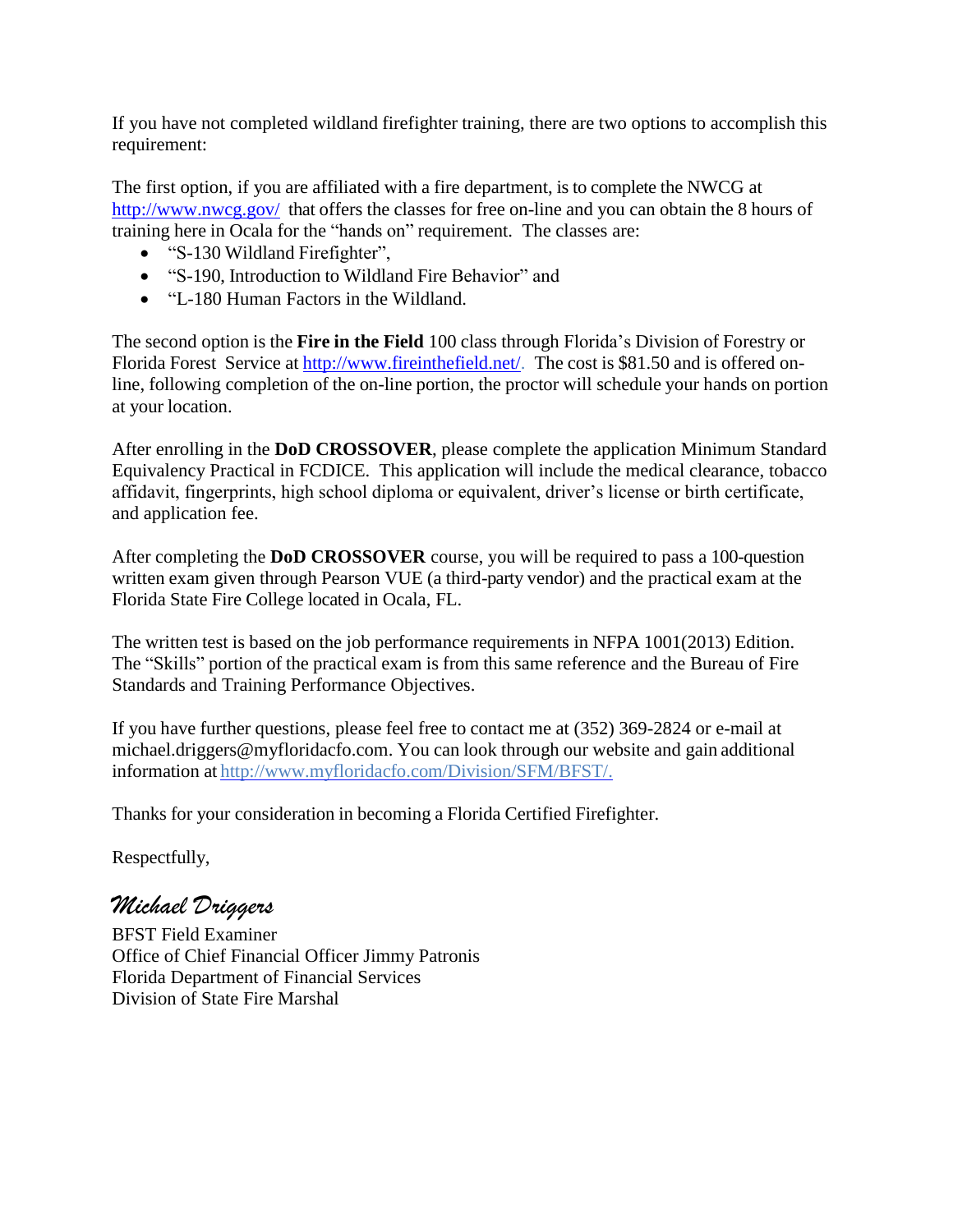If you have not completed wildland firefighter training, there are two options to accomplish this requirement:

The first option, if you are affiliated with a fire department, is to complete the NWCG at http://www.nwcg.gov/ that offers the classes for free on-line and you can obtain the 8 hours of training here in Ocala for the "hands on" requirement. The classes are:

- "S-130 Wildland Firefighter",
- "S-190, Introduction to Wildland Fire Behavior" and
- "L-180 Human Factors in the Wildland.

The second option is the **Fire in the Field** 100 class through Florida's Division of Forestry or Florida Forest Service at http://www.fireinthefield.net/. The cost is $81.50 and is offered on-line, following completion of the on-line portion, the proctor will schedule your hands on portion at your location.

After enrolling in the **DoD CROSSOVER**, please complete the application Minimum Standard Equivalency Practical in FCDICE. This application will include the medical clearance, tobacco affidavit, fingerprints, high school diploma or equivalent, driver's license or birth certificate, and application fee.

After completing the **DoD CROSSOVER** course, you will be required to pass a 100-question written exam given through Pearson VUE (a third-party vendor) and the practical exam at the Florida State Fire College located in Ocala, FL.

The written test is based on the job performance requirements in NFPA 1001(2013) Edition. The "Skills" portion of the practical exam is from this same reference and the Bureau of Fire Standards and Training Performance Objectives.

If you have further questions, please feel free to contact me at (352) 369-2824 or e-mail at michael.driggers@myfloridacfo.com. You can look through our website and gain additional information at http://www.myfloridacfo.com/Division/SFM/BFST/.

Thanks for your consideration in becoming a Florida Certified Firefighter.

Respectfully,

*Michael Driggers*

BFST Field Examiner
Office of Chief Financial Officer Jimmy Patronis
Florida Department of Financial Services
Division of State Fire Marshal